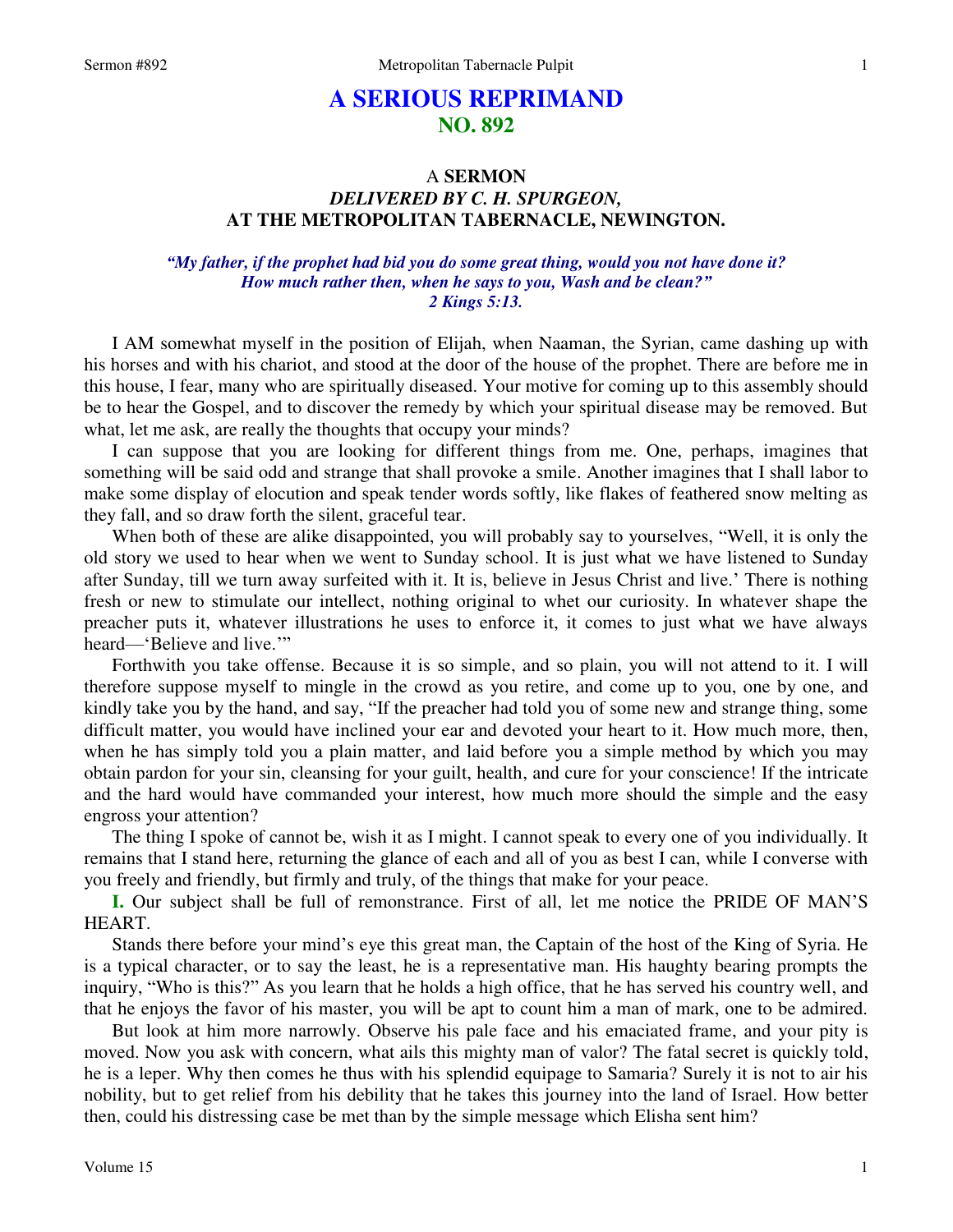# A SERIOUS REPRIMAND
## NO. 892

### A SERMON
### *DELIVERED BY C. H. SPURGEON,*
### AT THE METROPOLITAN TABERNACLE, NEWINGTON.

*"My father, if the prophet had bid you do some great thing, would you not have done it? How much rather then, when he says to you, Wash and be clean?" 2 Kings 5:13.*

I AM somewhat myself in the position of Elijah, when Naaman, the Syrian, came dashing up with his horses and with his chariot, and stood at the door of the house of the prophet. There are before me in this house, I fear, many who are spiritually diseased. Your motive for coming up to this assembly should be to hear the Gospel, and to discover the remedy by which your spiritual disease may be removed. But what, let me ask, are really the thoughts that occupy your minds?

I can suppose that you are looking for different things from me. One, perhaps, imagines that something will be said odd and strange that shall provoke a smile. Another imagines that I shall labor to make some display of elocution and speak tender words softly, like flakes of feathered snow melting as they fall, and so draw forth the silent, graceful tear.

When both of these are alike disappointed, you will probably say to yourselves, "Well, it is only the old story we used to hear when we went to Sunday school. It is just what we have listened to Sunday after Sunday, till we turn away surfeited with it. It is, believe in Jesus Christ and live.' There is nothing fresh or new to stimulate our intellect, nothing original to whet our curiosity. In whatever shape the preacher puts it, whatever illustrations he uses to enforce it, it comes to just what we have always heard—'Believe and live.'"

Forthwith you take offense. Because it is so simple, and so plain, you will not attend to it. I will therefore suppose myself to mingle in the crowd as you retire, and come up to you, one by one, and kindly take you by the hand, and say, "If the preacher had told you of some new and strange thing, some difficult matter, you would have inclined your ear and devoted your heart to it. How much more, then, when he has simply told you a plain matter, and laid before you a simple method by which you may obtain pardon for your sin, cleansing for your guilt, health, and cure for your conscience! If the intricate and the hard would have commanded your interest, how much more should the simple and the easy engross your attention?

The thing I spoke of cannot be, wish it as I might. I cannot speak to every one of you individually. It remains that I stand here, returning the glance of each and all of you as best I can, while I converse with you freely and friendly, but firmly and truly, of the things that make for your peace.

**I.** Our subject shall be full of remonstrance. First of all, let me notice the PRIDE OF MAN'S HEART.

Stands there before your mind's eye this great man, the Captain of the host of the King of Syria. He is a typical character, or to say the least, he is a representative man. His haughty bearing prompts the inquiry, "Who is this?" As you learn that he holds a high office, that he has served his country well, and that he enjoys the favor of his master, you will be apt to count him a man of mark, one to be admired.

But look at him more narrowly. Observe his pale face and his emaciated frame, and your pity is moved. Now you ask with concern, what ails this mighty man of valor? The fatal secret is quickly told, he is a leper. Why then comes he thus with his splendid equipage to Samaria? Surely it is not to air his nobility, but to get relief from his debility that he takes this journey into the land of Israel. How better then, could his distressing case be met than by the simple message which Elisha sent him?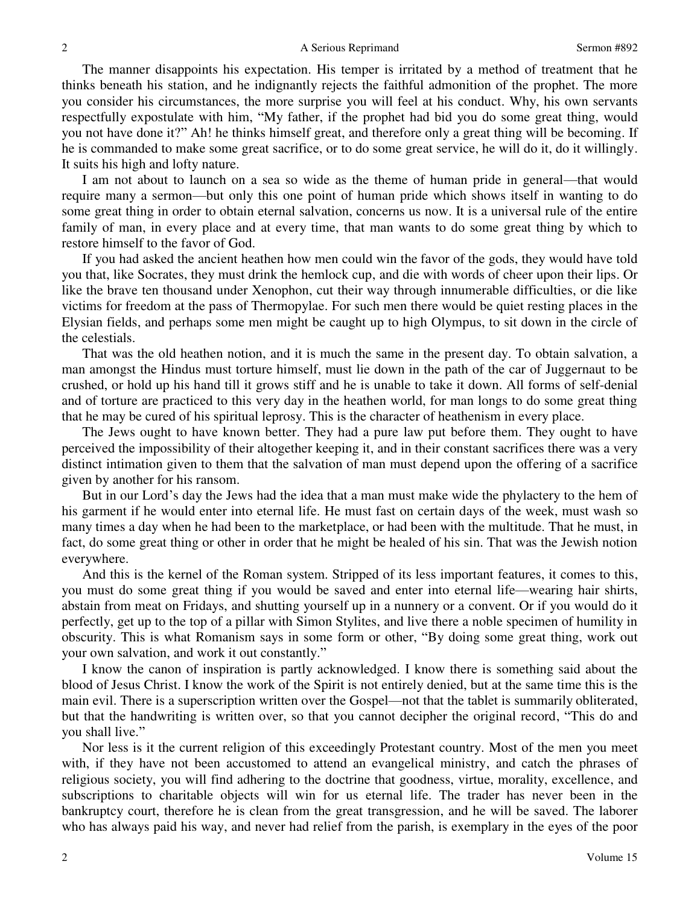The manner disappoints his expectation. His temper is irritated by a method of treatment that he thinks beneath his station, and he indignantly rejects the faithful admonition of the prophet. The more you consider his circumstances, the more surprise you will feel at his conduct. Why, his own servants respectfully expostulate with him, "My father, if the prophet had bid you do some great thing, would you not have done it?" Ah! he thinks himself great, and therefore only a great thing will be becoming. If he is commanded to make some great sacrifice, or to do some great service, he will do it, do it willingly. It suits his high and lofty nature.

I am not about to launch on a sea so wide as the theme of human pride in general—that would require many a sermon—but only this one point of human pride which shows itself in wanting to do some great thing in order to obtain eternal salvation, concerns us now. It is a universal rule of the entire family of man, in every place and at every time, that man wants to do some great thing by which to restore himself to the favor of God.

If you had asked the ancient heathen how men could win the favor of the gods, they would have told you that, like Socrates, they must drink the hemlock cup, and die with words of cheer upon their lips. Or like the brave ten thousand under Xenophon, cut their way through innumerable difficulties, or die like victims for freedom at the pass of Thermopylae. For such men there would be quiet resting places in the Elysian fields, and perhaps some men might be caught up to high Olympus, to sit down in the circle of the celestials.

That was the old heathen notion, and it is much the same in the present day. To obtain salvation, a man amongst the Hindus must torture himself, must lie down in the path of the car of Juggernaut to be crushed, or hold up his hand till it grows stiff and he is unable to take it down. All forms of self-denial and of torture are practiced to this very day in the heathen world, for man longs to do some great thing that he may be cured of his spiritual leprosy. This is the character of heathenism in every place.

The Jews ought to have known better. They had a pure law put before them. They ought to have perceived the impossibility of their altogether keeping it, and in their constant sacrifices there was a very distinct intimation given to them that the salvation of man must depend upon the offering of a sacrifice given by another for his ransom.

But in our Lord's day the Jews had the idea that a man must make wide the phylactery to the hem of his garment if he would enter into eternal life. He must fast on certain days of the week, must wash so many times a day when he had been to the marketplace, or had been with the multitude. That he must, in fact, do some great thing or other in order that he might be healed of his sin. That was the Jewish notion everywhere.

And this is the kernel of the Roman system. Stripped of its less important features, it comes to this, you must do some great thing if you would be saved and enter into eternal life—wearing hair shirts, abstain from meat on Fridays, and shutting yourself up in a nunnery or a convent. Or if you would do it perfectly, get up to the top of a pillar with Simon Stylites, and live there a noble specimen of humility in obscurity. This is what Romanism says in some form or other, "By doing some great thing, work out your own salvation, and work it out constantly."

I know the canon of inspiration is partly acknowledged. I know there is something said about the blood of Jesus Christ. I know the work of the Spirit is not entirely denied, but at the same time this is the main evil. There is a superscription written over the Gospel—not that the tablet is summarily obliterated, but that the handwriting is written over, so that you cannot decipher the original record, "This do and you shall live."

Nor less is it the current religion of this exceedingly Protestant country. Most of the men you meet with, if they have not been accustomed to attend an evangelical ministry, and catch the phrases of religious society, you will find adhering to the doctrine that goodness, virtue, morality, excellence, and subscriptions to charitable objects will win for us eternal life. The trader has never been in the bankruptcy court, therefore he is clean from the great transgression, and he will be saved. The laborer who has always paid his way, and never had relief from the parish, is exemplary in the eyes of the poor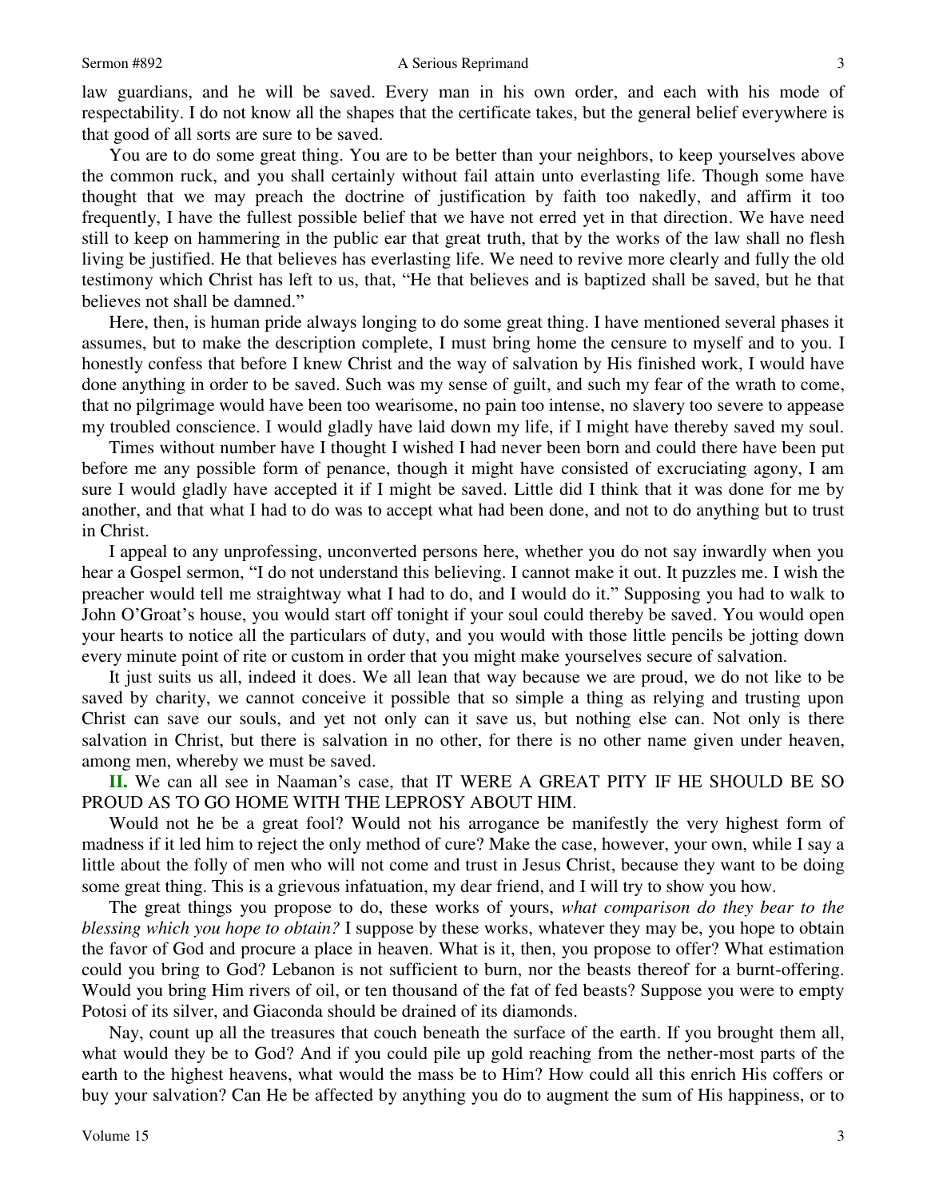law guardians, and he will be saved. Every man in his own order, and each with his mode of respectability. I do not know all the shapes that the certificate takes, but the general belief everywhere is that good of all sorts are sure to be saved.

You are to do some great thing. You are to be better than your neighbors, to keep yourselves above the common ruck, and you shall certainly without fail attain unto everlasting life. Though some have thought that we may preach the doctrine of justification by faith too nakedly, and affirm it too frequently, I have the fullest possible belief that we have not erred yet in that direction. We have need still to keep on hammering in the public ear that great truth, that by the works of the law shall no flesh living be justified. He that believes has everlasting life. We need to revive more clearly and fully the old testimony which Christ has left to us, that, "He that believes and is baptized shall be saved, but he that believes not shall be damned."

Here, then, is human pride always longing to do some great thing. I have mentioned several phases it assumes, but to make the description complete, I must bring home the censure to myself and to you. I honestly confess that before I knew Christ and the way of salvation by His finished work, I would have done anything in order to be saved. Such was my sense of guilt, and such my fear of the wrath to come, that no pilgrimage would have been too wearisome, no pain too intense, no slavery too severe to appease my troubled conscience. I would gladly have laid down my life, if I might have thereby saved my soul.

Times without number have I thought I wished I had never been born and could there have been put before me any possible form of penance, though it might have consisted of excruciating agony, I am sure I would gladly have accepted it if I might be saved. Little did I think that it was done for me by another, and that what I had to do was to accept what had been done, and not to do anything but to trust in Christ.

I appeal to any unprofessing, unconverted persons here, whether you do not say inwardly when you hear a Gospel sermon, "I do not understand this believing. I cannot make it out. It puzzles me. I wish the preacher would tell me straightway what I had to do, and I would do it." Supposing you had to walk to John O'Groat's house, you would start off tonight if your soul could thereby be saved. You would open your hearts to notice all the particulars of duty, and you would with those little pencils be jotting down every minute point of rite or custom in order that you might make yourselves secure of salvation.

It just suits us all, indeed it does. We all lean that way because we are proud, we do not like to be saved by charity, we cannot conceive it possible that so simple a thing as relying and trusting upon Christ can save our souls, and yet not only can it save us, but nothing else can. Not only is there salvation in Christ, but there is salvation in no other, for there is no other name given under heaven, among men, whereby we must be saved.

**II.** We can all see in Naaman's case, that IT WERE A GREAT PITY IF HE SHOULD BE SO PROUD AS TO GO HOME WITH THE LEPROSY ABOUT HIM.

Would not he be a great fool? Would not his arrogance be manifestly the very highest form of madness if it led him to reject the only method of cure? Make the case, however, your own, while I say a little about the folly of men who will not come and trust in Jesus Christ, because they want to be doing some great thing. This is a grievous infatuation, my dear friend, and I will try to show you how.

The great things you propose to do, these works of yours, *what comparison do they bear to the blessing which you hope to obtain?* I suppose by these works, whatever they may be, you hope to obtain the favor of God and procure a place in heaven. What is it, then, you propose to offer? What estimation could you bring to God? Lebanon is not sufficient to burn, nor the beasts thereof for a burnt-offering. Would you bring Him rivers of oil, or ten thousand of the fat of fed beasts? Suppose you were to empty Potosi of its silver, and Giaconda should be drained of its diamonds.

Nay, count up all the treasures that couch beneath the surface of the earth. If you brought them all, what would they be to God? And if you could pile up gold reaching from the nether-most parts of the earth to the highest heavens, what would the mass be to Him? How could all this enrich His coffers or buy your salvation? Can He be affected by anything you do to augment the sum of His happiness, or to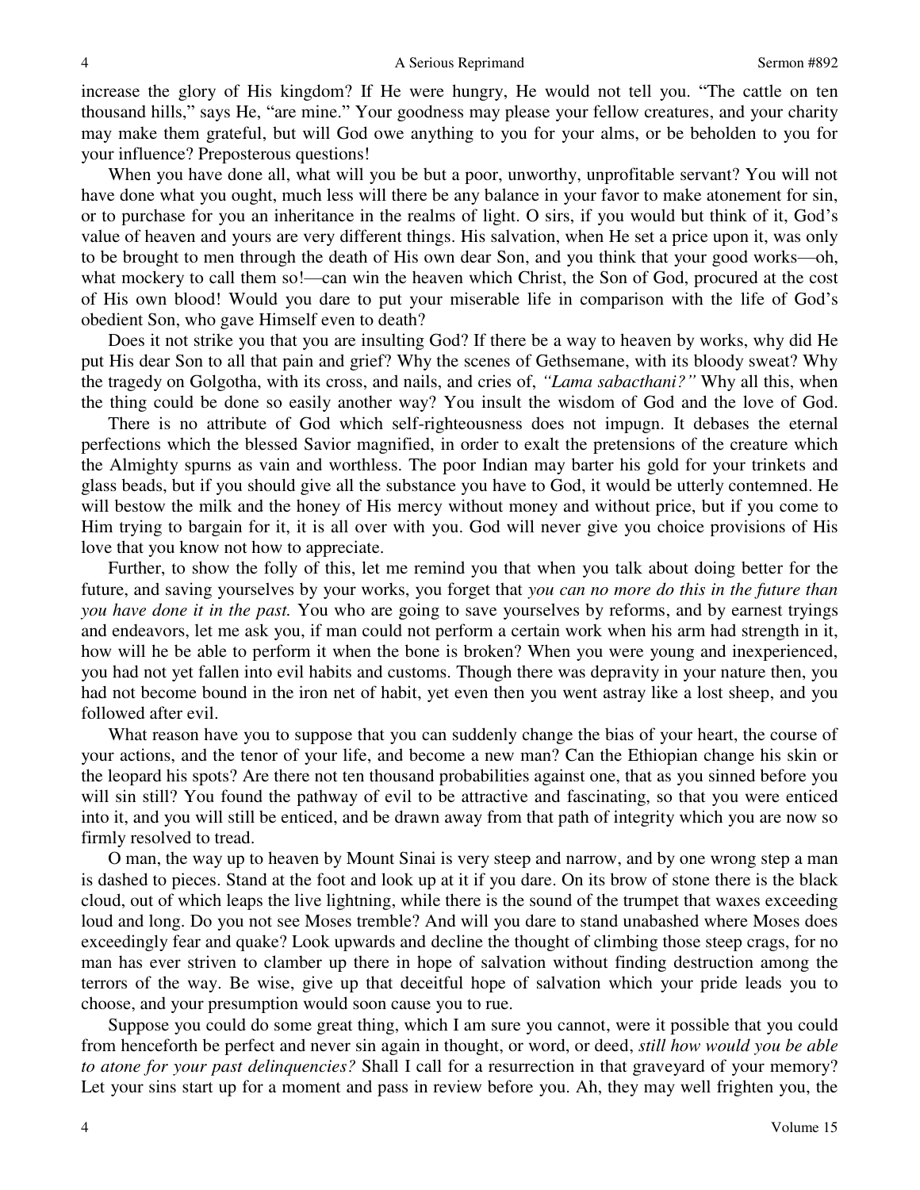increase the glory of His kingdom? If He were hungry, He would not tell you. "The cattle on ten thousand hills," says He, "are mine." Your goodness may please your fellow creatures, and your charity may make them grateful, but will God owe anything to you for your alms, or be beholden to you for your influence? Preposterous questions!

When you have done all, what will you be but a poor, unworthy, unprofitable servant? You will not have done what you ought, much less will there be any balance in your favor to make atonement for sin, or to purchase for you an inheritance in the realms of light. O sirs, if you would but think of it, God's value of heaven and yours are very different things. His salvation, when He set a price upon it, was only to be brought to men through the death of His own dear Son, and you think that your good works—oh, what mockery to call them so!—can win the heaven which Christ, the Son of God, procured at the cost of His own blood! Would you dare to put your miserable life in comparison with the life of God's obedient Son, who gave Himself even to death?

Does it not strike you that you are insulting God? If there be a way to heaven by works, why did He put His dear Son to all that pain and grief? Why the scenes of Gethsemane, with its bloody sweat? Why the tragedy on Golgotha, with its cross, and nails, and cries of, *"Lama sabacthani?"* Why all this, when the thing could be done so easily another way? You insult the wisdom of God and the love of God.

There is no attribute of God which self-righteousness does not impugn. It debases the eternal perfections which the blessed Savior magnified, in order to exalt the pretensions of the creature which the Almighty spurns as vain and worthless. The poor Indian may barter his gold for your trinkets and glass beads, but if you should give all the substance you have to God, it would be utterly contemned. He will bestow the milk and the honey of His mercy without money and without price, but if you come to Him trying to bargain for it, it is all over with you. God will never give you choice provisions of His love that you know not how to appreciate.

Further, to show the folly of this, let me remind you that when you talk about doing better for the future, and saving yourselves by your works, you forget that *you can no more do this in the future than you have done it in the past.* You who are going to save yourselves by reforms, and by earnest tryings and endeavors, let me ask you, if man could not perform a certain work when his arm had strength in it, how will he be able to perform it when the bone is broken? When you were young and inexperienced, you had not yet fallen into evil habits and customs. Though there was depravity in your nature then, you had not become bound in the iron net of habit, yet even then you went astray like a lost sheep, and you followed after evil.

What reason have you to suppose that you can suddenly change the bias of your heart, the course of your actions, and the tenor of your life, and become a new man? Can the Ethiopian change his skin or the leopard his spots? Are there not ten thousand probabilities against one, that as you sinned before you will sin still? You found the pathway of evil to be attractive and fascinating, so that you were enticed into it, and you will still be enticed, and be drawn away from that path of integrity which you are now so firmly resolved to tread.

O man, the way up to heaven by Mount Sinai is very steep and narrow, and by one wrong step a man is dashed to pieces. Stand at the foot and look up at it if you dare. On its brow of stone there is the black cloud, out of which leaps the live lightning, while there is the sound of the trumpet that waxes exceeding loud and long. Do you not see Moses tremble? And will you dare to stand unabashed where Moses does exceedingly fear and quake? Look upwards and decline the thought of climbing those steep crags, for no man has ever striven to clamber up there in hope of salvation without finding destruction among the terrors of the way. Be wise, give up that deceitful hope of salvation which your pride leads you to choose, and your presumption would soon cause you to rue.

Suppose you could do some great thing, which I am sure you cannot, were it possible that you could from henceforth be perfect and never sin again in thought, or word, or deed, *still how would you be able to atone for your past delinquencies?* Shall I call for a resurrection in that graveyard of your memory? Let your sins start up for a moment and pass in review before you. Ah, they may well frighten you, the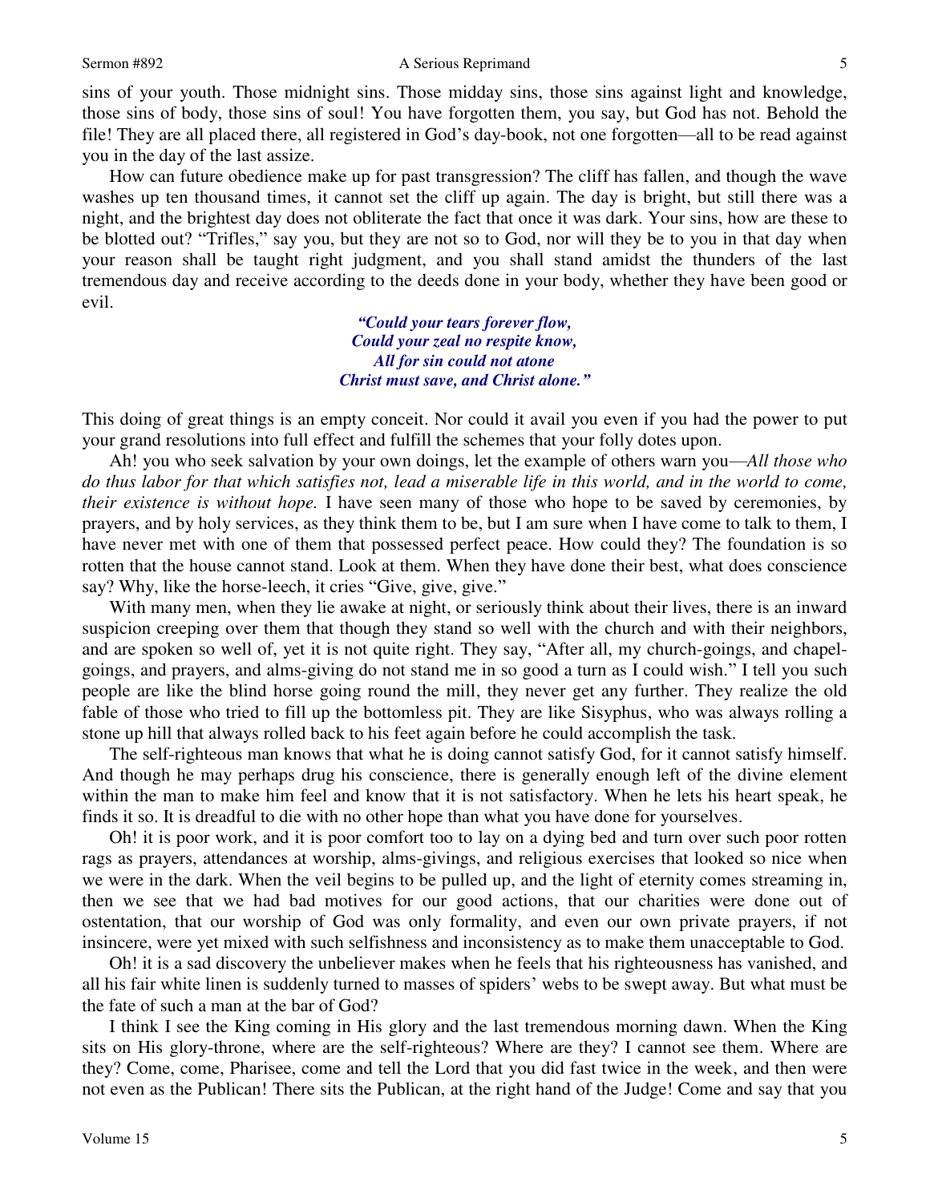sins of your youth. Those midnight sins. Those midday sins, those sins against light and knowledge, those sins of body, those sins of soul! You have forgotten them, you say, but God has not. Behold the file! They are all placed there, all registered in God's day-book, not one forgotten—all to be read against you in the day of the last assize.

How can future obedience make up for past transgression? The cliff has fallen, and though the wave washes up ten thousand times, it cannot set the cliff up again. The day is bright, but still there was a night, and the brightest day does not obliterate the fact that once it was dark. Your sins, how are these to be blotted out? "Trifles," say you, but they are not so to God, nor will they be to you in that day when your reason shall be taught right judgment, and you shall stand amidst the thunders of the last tremendous day and receive according to the deeds done in your body, whether they have been good or evil.

> ***"Could your tears forever flow,***
> ***Could your zeal no respite know,***
> ***All for sin could not atone***
> ***Christ must save, and Christ alone."***

This doing of great things is an empty conceit. Nor could it avail you even if you had the power to put your grand resolutions into full effect and fulfill the schemes that your folly dotes upon.

Ah! you who seek salvation by your own doings, let the example of others warn you—*All those who do thus labor for that which satisfies not, lead a miserable life in this world, and in the world to come, their existence is without hope.* I have seen many of those who hope to be saved by ceremonies, by prayers, and by holy services, as they think them to be, but I am sure when I have come to talk to them, I have never met with one of them that possessed perfect peace. How could they? The foundation is so rotten that the house cannot stand. Look at them. When they have done their best, what does conscience say? Why, like the horse-leech, it cries "Give, give, give."

With many men, when they lie awake at night, or seriously think about their lives, there is an inward suspicion creeping over them that though they stand so well with the church and with their neighbors, and are spoken so well of, yet it is not quite right. They say, "After all, my church-goings, and chapel-goings, and prayers, and alms-giving do not stand me in so good a turn as I could wish." I tell you such people are like the blind horse going round the mill, they never get any further. They realize the old fable of those who tried to fill up the bottomless pit. They are like Sisyphus, who was always rolling a stone up hill that always rolled back to his feet again before he could accomplish the task.

The self-righteous man knows that what he is doing cannot satisfy God, for it cannot satisfy himself. And though he may perhaps drug his conscience, there is generally enough left of the divine element within the man to make him feel and know that it is not satisfactory. When he lets his heart speak, he finds it so. It is dreadful to die with no other hope than what you have done for yourselves.

Oh! it is poor work, and it is poor comfort too to lay on a dying bed and turn over such poor rotten rags as prayers, attendances at worship, alms-givings, and religious exercises that looked so nice when we were in the dark. When the veil begins to be pulled up, and the light of eternity comes streaming in, then we see that we had bad motives for our good actions, that our charities were done out of ostentation, that our worship of God was only formality, and even our own private prayers, if not insincere, were yet mixed with such selfishness and inconsistency as to make them unacceptable to God.

Oh! it is a sad discovery the unbeliever makes when he feels that his righteousness has vanished, and all his fair white linen is suddenly turned to masses of spiders' webs to be swept away. But what must be the fate of such a man at the bar of God?

I think I see the King coming in His glory and the last tremendous morning dawn. When the King sits on His glory-throne, where are the self-righteous? Where are they? I cannot see them. Where are they? Come, come, Pharisee, come and tell the Lord that you did fast twice in the week, and then were not even as the Publican! There sits the Publican, at the right hand of the Judge! Come and say that you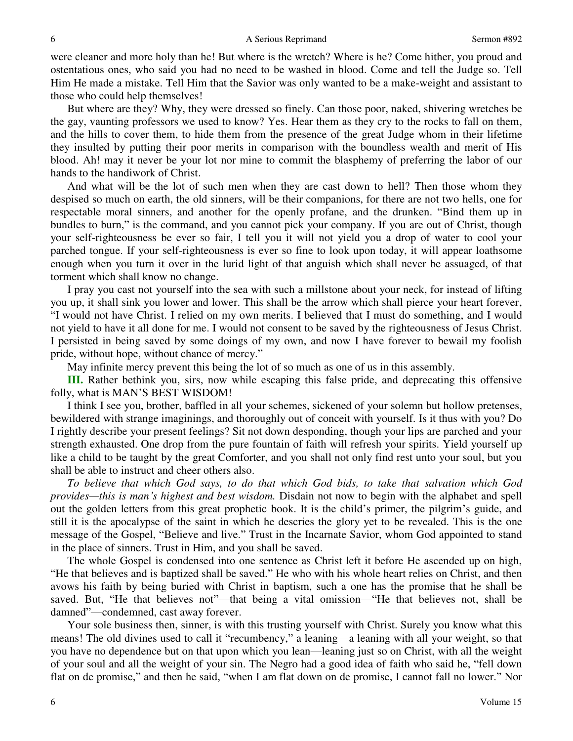were cleaner and more holy than he! But where is the wretch? Where is he? Come hither, you proud and ostentatious ones, who said you had no need to be washed in blood. Come and tell the Judge so. Tell Him He made a mistake. Tell Him that the Savior was only wanted to be a make-weight and assistant to those who could help themselves!

But where are they? Why, they were dressed so finely. Can those poor, naked, shivering wretches be the gay, vaunting professors we used to know? Yes. Hear them as they cry to the rocks to fall on them, and the hills to cover them, to hide them from the presence of the great Judge whom in their lifetime they insulted by putting their poor merits in comparison with the boundless wealth and merit of His blood. Ah! may it never be your lot nor mine to commit the blasphemy of preferring the labor of our hands to the handiwork of Christ.

And what will be the lot of such men when they are cast down to hell? Then those whom they despised so much on earth, the old sinners, will be their companions, for there are not two hells, one for respectable moral sinners, and another for the openly profane, and the drunken. "Bind them up in bundles to burn," is the command, and you cannot pick your company. If you are out of Christ, though your self-righteousness be ever so fair, I tell you it will not yield you a drop of water to cool your parched tongue. If your self-righteousness is ever so fine to look upon today, it will appear loathsome enough when you turn it over in the lurid light of that anguish which shall never be assuaged, of that torment which shall know no change.

I pray you cast not yourself into the sea with such a millstone about your neck, for instead of lifting you up, it shall sink you lower and lower. This shall be the arrow which shall pierce your heart forever, "I would not have Christ. I relied on my own merits. I believed that I must do something, and I would not yield to have it all done for me. I would not consent to be saved by the righteousness of Jesus Christ. I persisted in being saved by some doings of my own, and now I have forever to bewail my foolish pride, without hope, without chance of mercy."

May infinite mercy prevent this being the lot of so much as one of us in this assembly.

**III.** Rather bethink you, sirs, now while escaping this false pride, and deprecating this offensive folly, what is MAN'S BEST WISDOM!

I think I see you, brother, baffled in all your schemes, sickened of your solemn but hollow pretenses, bewildered with strange imaginings, and thoroughly out of conceit with yourself. Is it thus with you? Do I rightly describe your present feelings? Sit not down desponding, though your lips are parched and your strength exhausted. One drop from the pure fountain of faith will refresh your spirits. Yield yourself up like a child to be taught by the great Comforter, and you shall not only find rest unto your soul, but you shall be able to instruct and cheer others also.

*To believe that which God says, to do that which God bids, to take that salvation which God provides—this is man's highest and best wisdom.* Disdain not now to begin with the alphabet and spell out the golden letters from this great prophetic book. It is the child's primer, the pilgrim's guide, and still it is the apocalypse of the saint in which he descries the glory yet to be revealed. This is the one message of the Gospel, "Believe and live." Trust in the Incarnate Savior, whom God appointed to stand in the place of sinners. Trust in Him, and you shall be saved.

The whole Gospel is condensed into one sentence as Christ left it before He ascended up on high, "He that believes and is baptized shall be saved." He who with his whole heart relies on Christ, and then avows his faith by being buried with Christ in baptism, such a one has the promise that he shall be saved. But, "He that believes not"—that being a vital omission—"He that believes not, shall be damned"—condemned, cast away forever.

Your sole business then, sinner, is with this trusting yourself with Christ. Surely you know what this means! The old divines used to call it "recumbency," a leaning—a leaning with all your weight, so that you have no dependence but on that upon which you lean—leaning just so on Christ, with all the weight of your soul and all the weight of your sin. The Negro had a good idea of faith who said he, "fell down flat on de promise," and then he said, "when I am flat down on de promise, I cannot fall no lower." Nor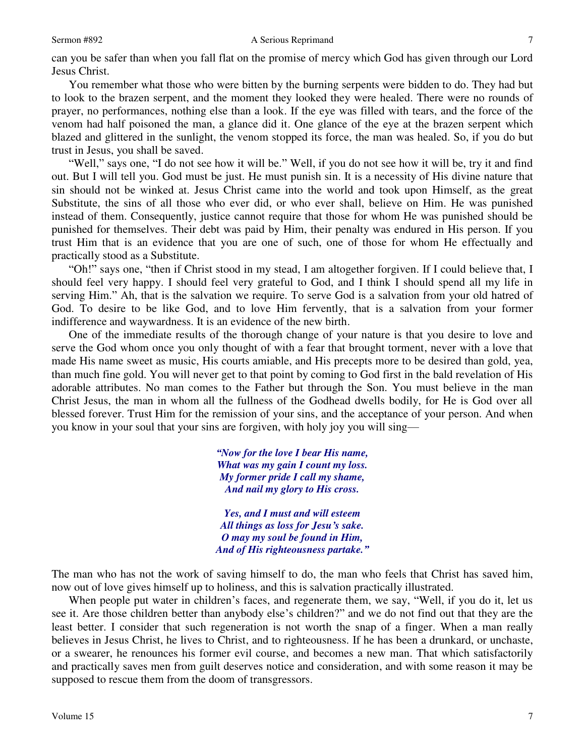can you be safer than when you fall flat on the promise of mercy which God has given through our Lord Jesus Christ.

You remember what those who were bitten by the burning serpents were bidden to do. They had but to look to the brazen serpent, and the moment they looked they were healed. There were no rounds of prayer, no performances, nothing else than a look. If the eye was filled with tears, and the force of the venom had half poisoned the man, a glance did it. One glance of the eye at the brazen serpent which blazed and glittered in the sunlight, the venom stopped its force, the man was healed. So, if you do but trust in Jesus, you shall be saved.

"Well," says one, "I do not see how it will be." Well, if you do not see how it will be, try it and find out. But I will tell you. God must be just. He must punish sin. It is a necessity of His divine nature that sin should not be winked at. Jesus Christ came into the world and took upon Himself, as the great Substitute, the sins of all those who ever did, or who ever shall, believe on Him. He was punished instead of them. Consequently, justice cannot require that those for whom He was punished should be punished for themselves. Their debt was paid by Him, their penalty was endured in His person. If you trust Him that is an evidence that you are one of such, one of those for whom He effectually and practically stood as a Substitute.

"Oh!" says one, "then if Christ stood in my stead, I am altogether forgiven. If I could believe that, I should feel very happy. I should feel very grateful to God, and I think I should spend all my life in serving Him." Ah, that is the salvation we require. To serve God is a salvation from your old hatred of God. To desire to be like God, and to love Him fervently, that is a salvation from your former indifference and waywardness. It is an evidence of the new birth.

One of the immediate results of the thorough change of your nature is that you desire to love and serve the God whom once you only thought of with a fear that brought torment, never with a love that made His name sweet as music, His courts amiable, and His precepts more to be desired than gold, yea, than much fine gold. You will never get to that point by coming to God first in the bald revelation of His adorable attributes. No man comes to the Father but through the Son. You must believe in the man Christ Jesus, the man in whom all the fullness of the Godhead dwells bodily, for He is God over all blessed forever. Trust Him for the remission of your sins, and the acceptance of your person. And when you know in your soul that your sins are forgiven, with holy joy you will sing—

*"Now for the love I bear His name,*
*What was my gain I count my loss.*
*My former pride I call my shame,*
*And nail my glory to His cross.*

*Yes, and I must and will esteem*
*All things as loss for Jesu's sake.*
*O may my soul be found in Him,*
*And of His righteousness partake."*

The man who has not the work of saving himself to do, the man who feels that Christ has saved him, now out of love gives himself up to holiness, and this is salvation practically illustrated.

When people put water in children's faces, and regenerate them, we say, "Well, if you do it, let us see it. Are those children better than anybody else's children?" and we do not find out that they are the least better. I consider that such regeneration is not worth the snap of a finger. When a man really believes in Jesus Christ, he lives to Christ, and to righteousness. If he has been a drunkard, or unchaste, or a swearer, he renounces his former evil course, and becomes a new man. That which satisfactorily and practically saves men from guilt deserves notice and consideration, and with some reason it may be supposed to rescue them from the doom of transgressors.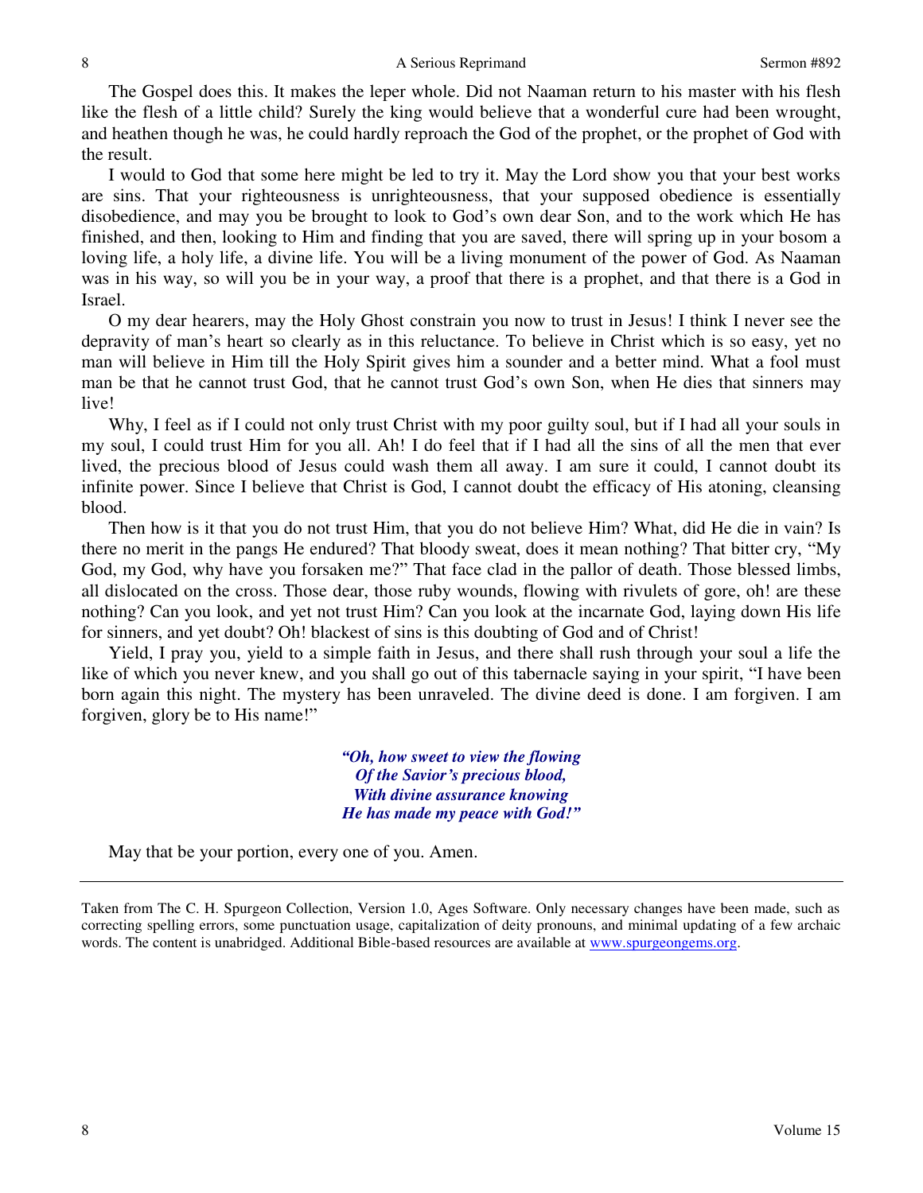The Gospel does this. It makes the leper whole. Did not Naaman return to his master with his flesh like the flesh of a little child? Surely the king would believe that a wonderful cure had been wrought, and heathen though he was, he could hardly reproach the God of the prophet, or the prophet of God with the result.

I would to God that some here might be led to try it. May the Lord show you that your best works are sins. That your righteousness is unrighteousness, that your supposed obedience is essentially disobedience, and may you be brought to look to God's own dear Son, and to the work which He has finished, and then, looking to Him and finding that you are saved, there will spring up in your bosom a loving life, a holy life, a divine life. You will be a living monument of the power of God. As Naaman was in his way, so will you be in your way, a proof that there is a prophet, and that there is a God in Israel.

O my dear hearers, may the Holy Ghost constrain you now to trust in Jesus! I think I never see the depravity of man's heart so clearly as in this reluctance. To believe in Christ which is so easy, yet no man will believe in Him till the Holy Spirit gives him a sounder and a better mind. What a fool must man be that he cannot trust God, that he cannot trust God's own Son, when He dies that sinners may live!

Why, I feel as if I could not only trust Christ with my poor guilty soul, but if I had all your souls in my soul, I could trust Him for you all. Ah! I do feel that if I had all the sins of all the men that ever lived, the precious blood of Jesus could wash them all away. I am sure it could, I cannot doubt its infinite power. Since I believe that Christ is God, I cannot doubt the efficacy of His atoning, cleansing blood.

Then how is it that you do not trust Him, that you do not believe Him? What, did He die in vain? Is there no merit in the pangs He endured? That bloody sweat, does it mean nothing? That bitter cry, "My God, my God, why have you forsaken me?" That face clad in the pallor of death. Those blessed limbs, all dislocated on the cross. Those dear, those ruby wounds, flowing with rivulets of gore, oh! are these nothing? Can you look, and yet not trust Him? Can you look at the incarnate God, laying down His life for sinners, and yet doubt? Oh! blackest of sins is this doubting of God and of Christ!

Yield, I pray you, yield to a simple faith in Jesus, and there shall rush through your soul a life the like of which you never knew, and you shall go out of this tabernacle saying in your spirit, "I have been born again this night. The mystery has been unraveled. The divine deed is done. I am forgiven. I am forgiven, glory be to His name!"

> ***"Oh, how sweet to view the flowing***
> ***Of the Savior's precious blood,***
> ***With divine assurance knowing***
> ***He has made my peace with God!"***

May that be your portion, every one of you. Amen.

---

Taken from The C. H. Spurgeon Collection, Version 1.0, Ages Software. Only necessary changes have been made, such as correcting spelling errors, some punctuation usage, capitalization of deity pronouns, and minimal updating of a few archaic words. The content is unabridged. Additional Bible-based resources are available at www.spurgeongems.org.